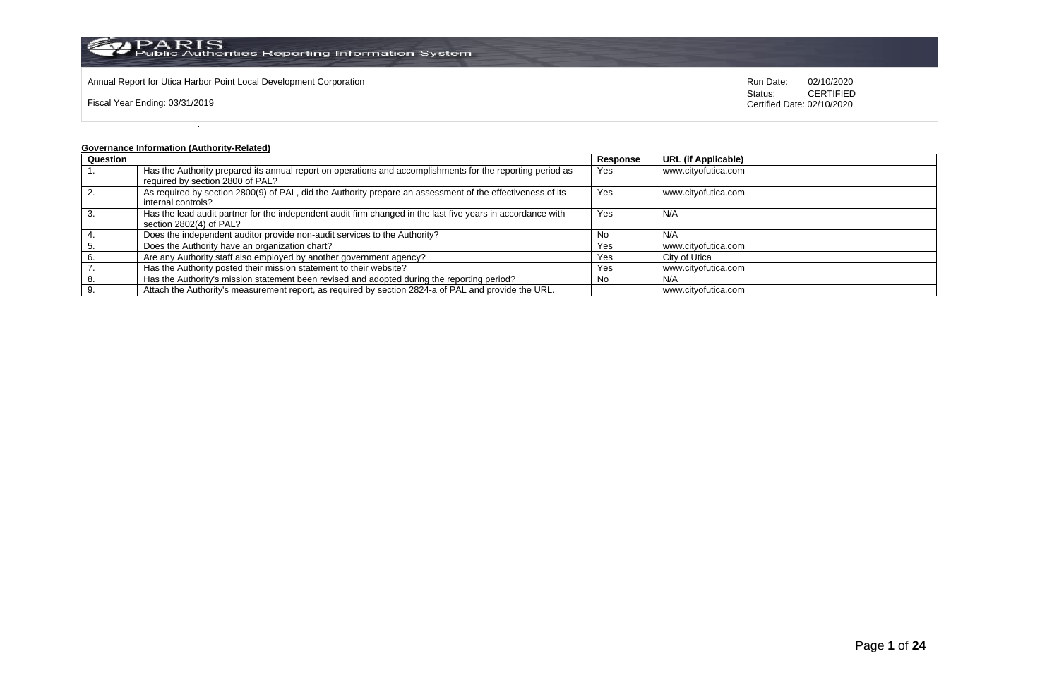PARIS Public Authorities Reporting Information System

Annual Report for Utica Harbor Point Local Development Corporation

Fiscal Year Ending: 03/31/2019

Run Date: 02/10/2020
Status: CERTIFIED
Certified Date: 02/10/2020

**Governance Information (Authority-Related)**

| Question | | Response | URL (if Applicable) |
|---|---|---|---|
| 1. | Has the Authority prepared its annual report on operations and accomplishments for the reporting period as required by section 2800 of PAL? | Yes | www.cityofutica.com |
| 2. | As required by section 2800(9) of PAL, did the Authority prepare an assessment of the effectiveness of its internal controls? | Yes | www.cityofutica.com |
| 3. | Has the lead audit partner for the independent audit firm changed in the last five years in accordance with section 2802(4) of PAL? | Yes | N/A |
| 4. | Does the independent auditor provide non-audit services to the Authority? | No | N/A |
| 5. | Does the Authority have an organization chart? | Yes | www.cityofutica.com |
| 6. | Are any Authority staff also employed by another government agency? | Yes | City of Utica |
| 7. | Has the Authority posted their mission statement to their website? | Yes | www.cityofutica.com |
| 8. | Has the Authority's mission statement been revised and adopted during the reporting period? | No | N/A |
| 9. | Attach the Authority's measurement report, as required by section 2824-a of PAL and provide the URL. | | www.cityofutica.com |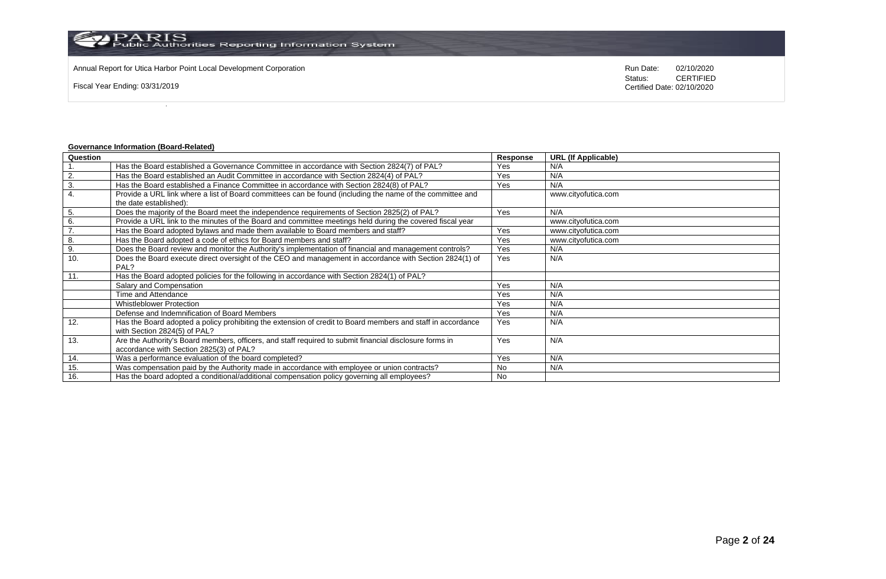Annual Report for Utica Harbor Point Local Development Corporation

Fiscal Year Ending: 03/31/2019

Run Date: 02/10/2020
Status: CERTIFIED
Certified Date: 02/10/2020

**Governance Information (Board-Related)**

| Question | | Response | URL (If Applicable) |
|---|---|---|---|
| 1. | Has the Board established a Governance Committee in accordance with Section 2824(7) of PAL? | Yes | N/A |
| 2. | Has the Board established an Audit Committee in accordance with Section 2824(4) of PAL? | Yes | N/A |
| 3. | Has the Board established a Finance Committee in accordance with Section 2824(8) of PAL? | Yes | N/A |
| 4. | Provide a URL link where a list of Board committees can be found (including the name of the committee and the date established): | | www.cityofutica.com |
| 5. | Does the majority of the Board meet the independence requirements of Section 2825(2) of PAL? | Yes | N/A |
| 6. | Provide a URL link to the minutes of the Board and committee meetings held during the covered fiscal year | | www.cityofutica.com |
| 7. | Has the Board adopted bylaws and made them available to Board members and staff? | Yes | www.cityofutica.com |
| 8. | Has the Board adopted a code of ethics for Board members and staff? | Yes | www.cityofutica.com |
| 9. | Does the Board review and monitor the Authority's implementation of financial and management controls? | Yes | N/A |
| 10. | Does the Board execute direct oversight of the CEO and management in accordance with Section 2824(1) of PAL? | Yes | N/A |
| 11. | Has the Board adopted policies for the following in accordance with Section 2824(1) of PAL? | | |
| | Salary and Compensation | Yes | N/A |
| | Time and Attendance | Yes | N/A |
| | Whistleblower Protection | Yes | N/A |
| | Defense and Indemnification of Board Members | Yes | N/A |
| 12. | Has the Board adopted a policy prohibiting the extension of credit to Board members and staff in accordance with Section 2824(5) of PAL? | Yes | N/A |
| 13. | Are the Authority's Board members, officers, and staff required to submit financial disclosure forms in accordance with Section 2825(3) of PAL? | Yes | N/A |
| 14. | Was a performance evaluation of the board completed? | Yes | N/A |
| 15. | Was compensation paid by the Authority made in accordance with employee or union contracts? | No | N/A |
| 16. | Has the board adopted a conditional/additional compensation policy governing all employees? | No | |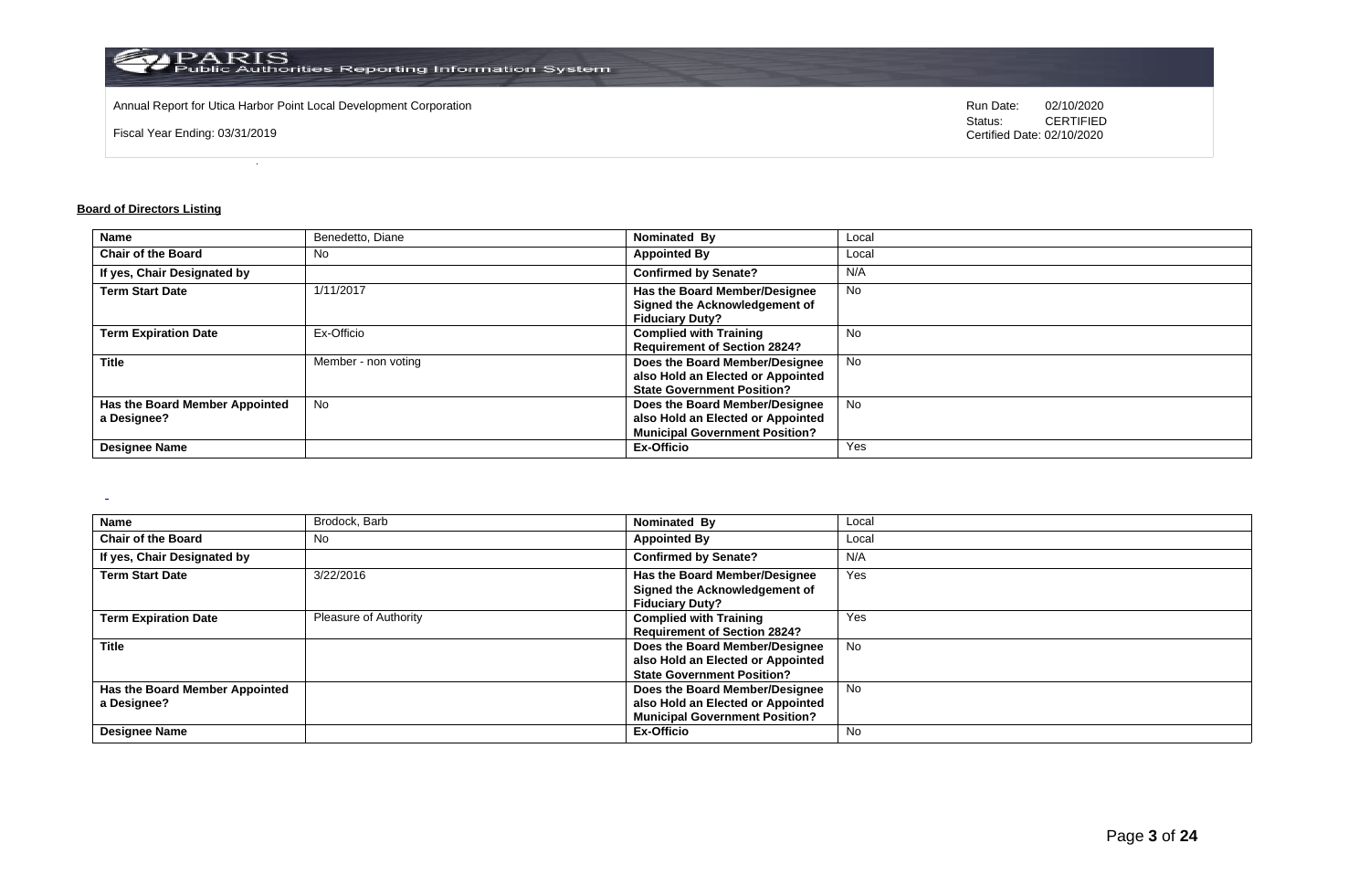Annual Report for Utica Harbor Point Local Development Corporation

Fiscal Year Ending: 03/31/2019

Run Date: 02/10/2020
Status: CERTIFIED
Certified Date: 02/10/2020

**Board of Directors Listing**

| **Name** | Benedetto, Diane | **Nominated By** | Local |
|---|---|---|---|
| **Chair of the Board** | No | **Appointed By** | Local |
| **If yes, Chair Designated by** | | **Confirmed by Senate?** | N/A |
| **Term Start Date** | 1/11/2017 | **Has the Board Member/Designee Signed the Acknowledgement of Fiduciary Duty?** | No |
| **Term Expiration Date** | Ex-Officio | **Complied with Training Requirement of Section 2824?** | No |
| **Title** | Member - non voting | **Does the Board Member/Designee also Hold an Elected or Appointed State Government Position?** | No |
| **Has the Board Member Appointed a Designee?** | No | **Does the Board Member/Designee also Hold an Elected or Appointed Municipal Government Position?** | No |
| **Designee Name** | | **Ex-Officio** | Yes |

| **Name** | Brodock, Barb | **Nominated By** | Local |
|---|---|---|---|
| **Chair of the Board** | No | **Appointed By** | Local |
| **If yes, Chair Designated by** | | **Confirmed by Senate?** | N/A |
| **Term Start Date** | 3/22/2016 | **Has the Board Member/Designee Signed the Acknowledgement of Fiduciary Duty?** | Yes |
| **Term Expiration Date** | Pleasure of Authority | **Complied with Training Requirement of Section 2824?** | Yes |
| **Title** | | **Does the Board Member/Designee also Hold an Elected or Appointed State Government Position?** | No |
| **Has the Board Member Appointed a Designee?** | | **Does the Board Member/Designee also Hold an Elected or Appointed Municipal Government Position?** | No |
| **Designee Name** | | **Ex-Officio** | No |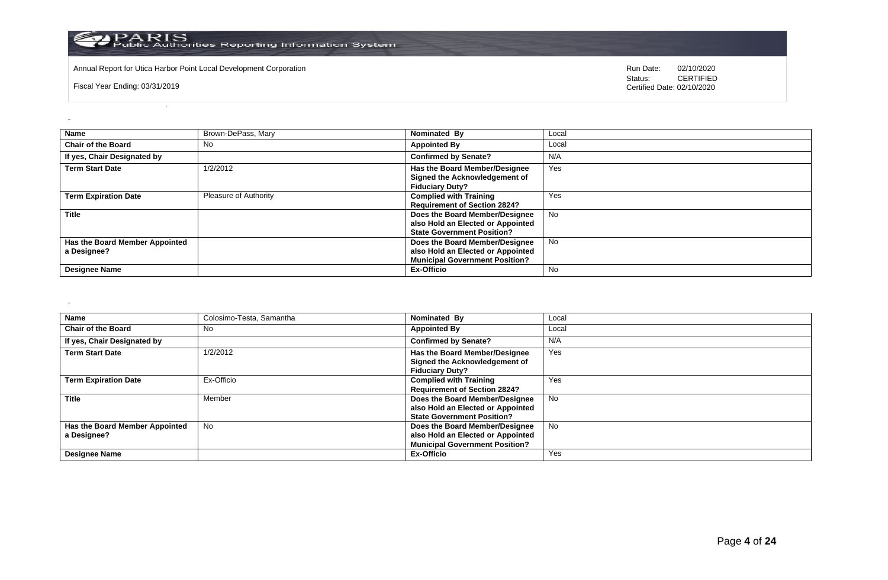| Name | Brown-DePass, Mary | Nominated By | Local |
|---|---|---|---|
| Chair of the Board | No | Appointed By | Local |
| If yes, Chair Designated by | | Confirmed by Senate? | N/A |
| Term Start Date | 1/2/2012 | Has the Board Member/Designee Signed the Acknowledgement of Fiduciary Duty? | Yes |
| Term Expiration Date | Pleasure of Authority | Complied with Training Requirement of Section 2824? | Yes |
| Title | | Does the Board Member/Designee also Hold an Elected or Appointed State Government Position? | No |
| Has the Board Member Appointed a Designee? | | Does the Board Member/Designee also Hold an Elected or Appointed Municipal Government Position? | No |
| Designee Name | | Ex-Officio | No |

| Name | Colosimo-Testa, Samantha | Nominated By | Local |
|---|---|---|---|
| Chair of the Board | No | Appointed By | Local |
| If yes, Chair Designated by | | Confirmed by Senate? | N/A |
| Term Start Date | 1/2/2012 | Has the Board Member/Designee Signed the Acknowledgement of Fiduciary Duty? | Yes |
| Term Expiration Date | Ex-Officio | Complied with Training Requirement of Section 2824? | Yes |
| Title | Member | Does the Board Member/Designee also Hold an Elected or Appointed State Government Position? | No |
| Has the Board Member Appointed a Designee? | No | Does the Board Member/Designee also Hold an Elected or Appointed Municipal Government Position? | No |
| Designee Name | | Ex-Officio | Yes |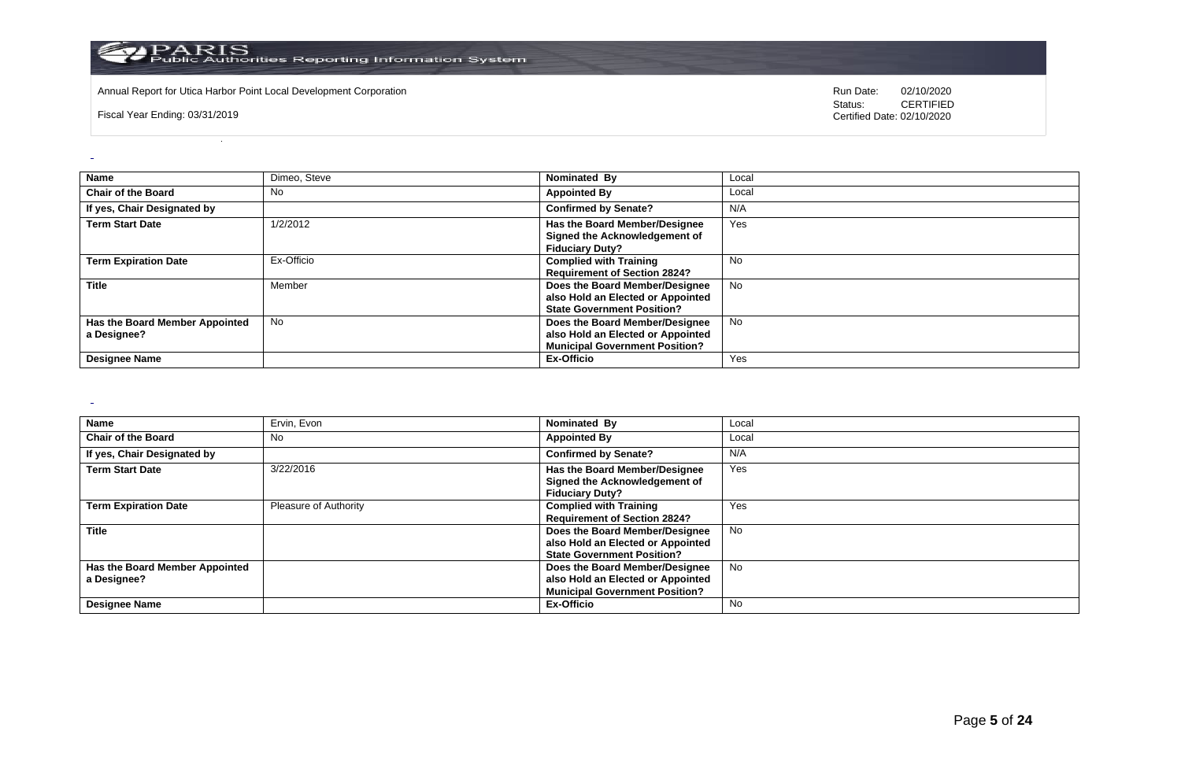| Name | Dimeo, Steve | Nominated By | Local |
|---|---|---|---|
| Chair of the Board | No | Appointed By | Local |
| If yes, Chair Designated by | | Confirmed by Senate? | N/A |
| Term Start Date | 1/2/2012 | Has the Board Member/Designee Signed the Acknowledgement of Fiduciary Duty? | Yes |
| Term Expiration Date | Ex-Officio | Complied with Training Requirement of Section 2824? | No |
| Title | Member | Does the Board Member/Designee also Hold an Elected or Appointed State Government Position? | No |
| Has the Board Member Appointed a Designee? | No | Does the Board Member/Designee also Hold an Elected or Appointed Municipal Government Position? | No |
| Designee Name | | Ex-Officio | Yes |

| Name | Ervin, Evon | Nominated By | Local |
|---|---|---|---|
| Chair of the Board | No | Appointed By | Local |
| If yes, Chair Designated by | | Confirmed by Senate? | N/A |
| Term Start Date | 3/22/2016 | Has the Board Member/Designee Signed the Acknowledgement of Fiduciary Duty? | Yes |
| Term Expiration Date | Pleasure of Authority | Complied with Training Requirement of Section 2824? | Yes |
| Title | | Does the Board Member/Designee also Hold an Elected or Appointed State Government Position? | No |
| Has the Board Member Appointed a Designee? | | Does the Board Member/Designee also Hold an Elected or Appointed Municipal Government Position? | No |
| Designee Name | | Ex-Officio | No |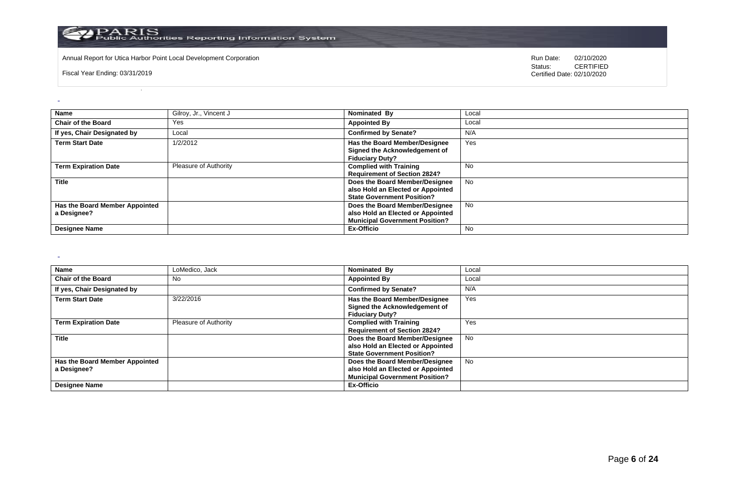Annual Report for Utica Harbor Point Local Development Corporation

Fiscal Year Ending: 03/31/2019

Run Date: 02/10/2020
Status: CERTIFIED
Certified Date: 02/10/2020

| Name | Gilroy, Jr., Vincent J | Nominated By | Local |
|---|---|---|---|
| Chair of the Board | Yes | Appointed By | Local |
| If yes, Chair Designated by | Local | Confirmed by Senate? | N/A |
| Term Start Date | 1/2/2012 | Has the Board Member/Designee Signed the Acknowledgement of Fiduciary Duty? | Yes |
| Term Expiration Date | Pleasure of Authority | Complied with Training Requirement of Section 2824? | No |
| Title | | Does the Board Member/Designee also Hold an Elected or Appointed State Government Position? | No |
| Has the Board Member Appointed a Designee? | | Does the Board Member/Designee also Hold an Elected or Appointed Municipal Government Position? | No |
| Designee Name | | Ex-Officio | No |

| Name | LoMedico, Jack | Nominated By | Local |
|---|---|---|---|
| Chair of the Board | No | Appointed By | Local |
| If yes, Chair Designated by | | Confirmed by Senate? | N/A |
| Term Start Date | 3/22/2016 | Has the Board Member/Designee Signed the Acknowledgement of Fiduciary Duty? | Yes |
| Term Expiration Date | Pleasure of Authority | Complied with Training Requirement of Section 2824? | Yes |
| Title | | Does the Board Member/Designee also Hold an Elected or Appointed State Government Position? | No |
| Has the Board Member Appointed a Designee? | | Does the Board Member/Designee also Hold an Elected or Appointed Municipal Government Position? | No |
| Designee Name | | Ex-Officio | |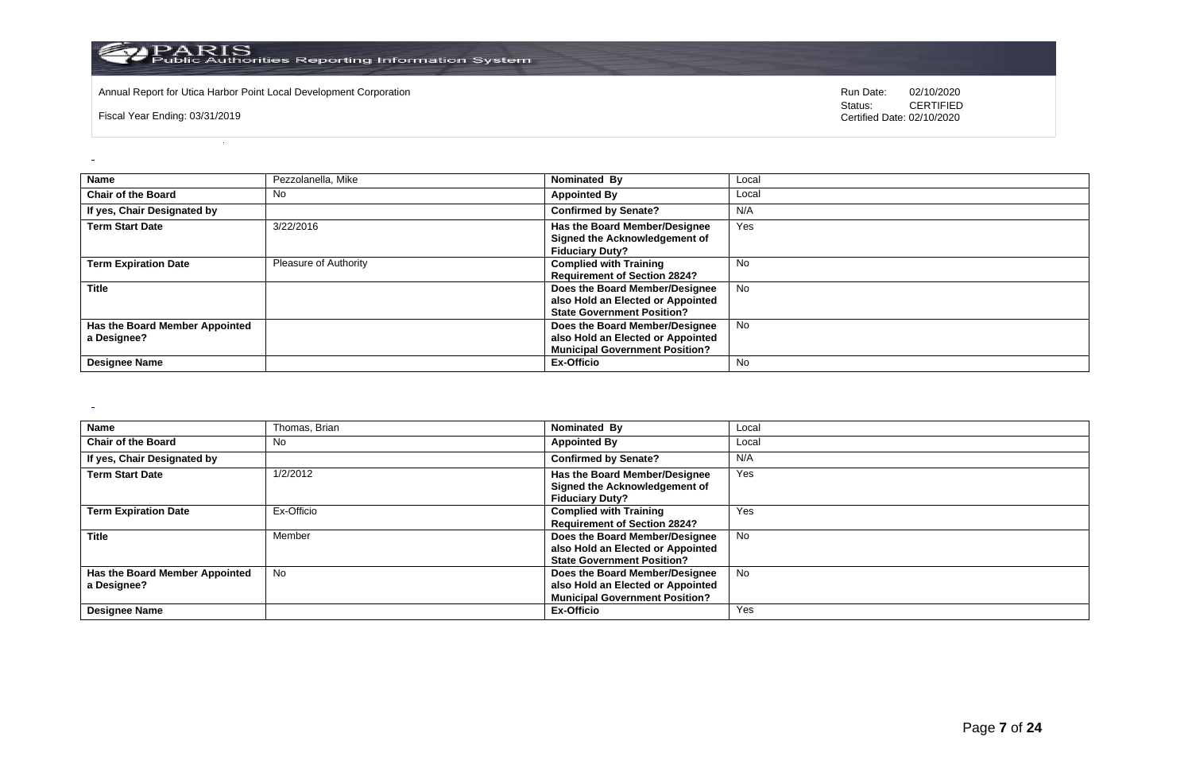Annual Report for Utica Harbor Point Local Development Corporation

Fiscal Year Ending: 03/31/2019

Run Date: 02/10/2020
Status: CERTIFIED
Certified Date: 02/10/2020

| Name | Pezzolanella, Mike | Nominated By | Local |
|---|---|---|---|
| Chair of the Board | No | Appointed By | Local |
| If yes, Chair Designated by | | Confirmed by Senate? | N/A |
| Term Start Date | 3/22/2016 | Has the Board Member/Designee Signed the Acknowledgement of Fiduciary Duty? | Yes |
| Term Expiration Date | Pleasure of Authority | Complied with Training Requirement of Section 2824? | No |
| Title | | Does the Board Member/Designee also Hold an Elected or Appointed State Government Position? | No |
| Has the Board Member Appointed a Designee? | | Does the Board Member/Designee also Hold an Elected or Appointed Municipal Government Position? | No |
| Designee Name | | Ex-Officio | No |

| Name | Thomas, Brian | Nominated By | Local |
|---|---|---|---|
| Chair of the Board | No | Appointed By | Local |
| If yes, Chair Designated by | | Confirmed by Senate? | N/A |
| Term Start Date | 1/2/2012 | Has the Board Member/Designee Signed the Acknowledgement of Fiduciary Duty? | Yes |
| Term Expiration Date | Ex-Officio | Complied with Training Requirement of Section 2824? | Yes |
| Title | Member | Does the Board Member/Designee also Hold an Elected or Appointed State Government Position? | No |
| Has the Board Member Appointed a Designee? | No | Does the Board Member/Designee also Hold an Elected or Appointed Municipal Government Position? | No |
| Designee Name | | Ex-Officio | Yes |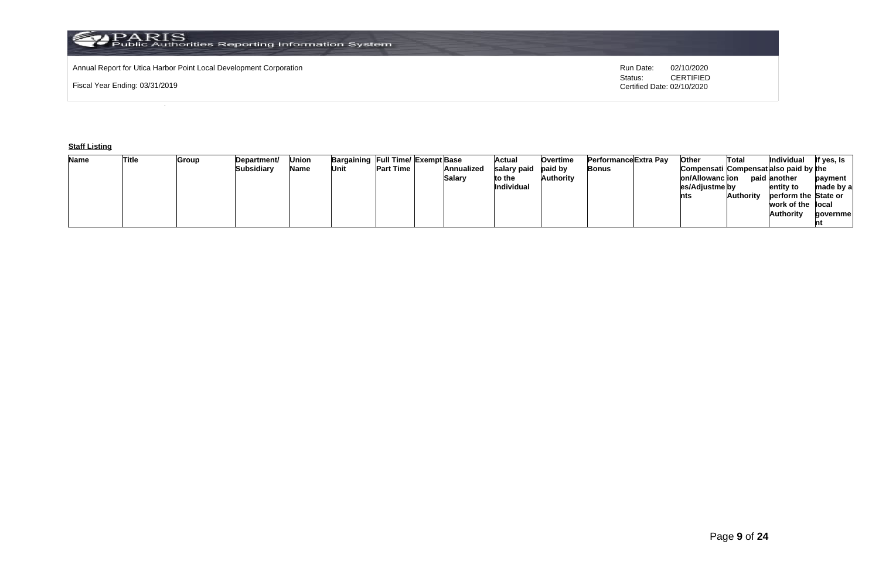Annual Report for Utica Harbor Point Local Development Corporation

Fiscal Year Ending: 03/31/2019

Run Date: 02/10/2020
Status: CERTIFIED
Certified Date: 02/10/2020

**Staff Listing**

| Name | Title | Group | Department/ Subsidiary | Union Name | Bargaining Unit | Full Time/ Part Time | Exempt | Base Annualized Salary | Actual salary paid to the Individual | Overtime paid by Authority | Performance Bonus | Extra Pay | Other Compensation/Allowances/Adjustments | Total Compensation paid by Authority | Individual also paid by another entity to perform the work of the Authority | If yes, Is the payment made by a State or local government |
|---|---|---|---|---|---|---|---|---|---|---|---|---|---|---|---|---|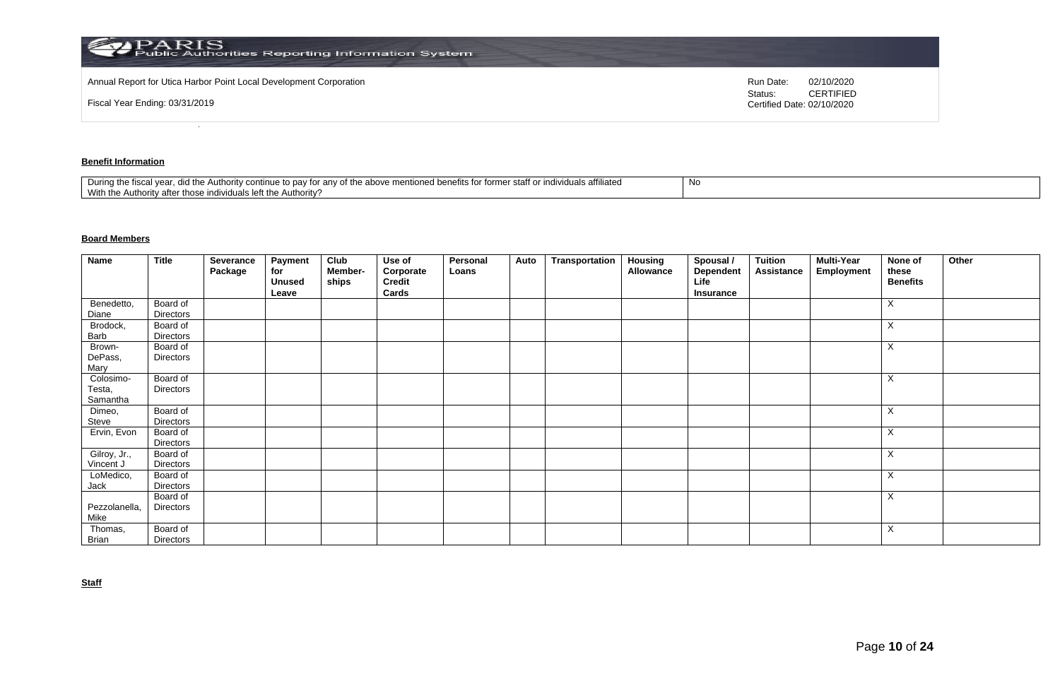## Benefit Information

| During the fiscal year, did the Authority continue to pay for any of the above mentioned benefits for former staff or individuals affiliated With the Authority after those individuals left the Authority? | No |
|---|---|

## Board Members

| Name | Title | Severance Package | Payment for Unused Leave | Club Member-ships | Use of Corporate Credit Cards | Personal Loans | Auto | Transportation | Housing Allowance | Spousal / Dependent Life Insurance | Tuition Assistance | Multi-Year Employment | None of these Benefits | Other |
|---|---|---|---|---|---|---|---|---|---|---|---|---|---|---|
| Benedetto, Diane | Board of Directors | | | | | | | | | | | | X | |
| Brodock, Barb | Board of Directors | | | | | | | | | | | | X | |
| Brown-DePass, Mary | Board of Directors | | | | | | | | | | | | X | |
| Colosimo-Testa, Samantha | Board of Directors | | | | | | | | | | | | X | |
| Dimeo, Steve | Board of Directors | | | | | | | | | | | | X | |
| Ervin, Evon | Board of Directors | | | | | | | | | | | | X | |
| Gilroy, Jr., Vincent J | Board of Directors | | | | | | | | | | | | X | |
| LoMedico, Jack | Board of Directors | | | | | | | | | | | | X | |
| Pezzolanella, Mike | Board of Directors | | | | | | | | | | | | X | |
| Thomas, Brian | Board of Directors | | | | | | | | | | | | X | |

## Staff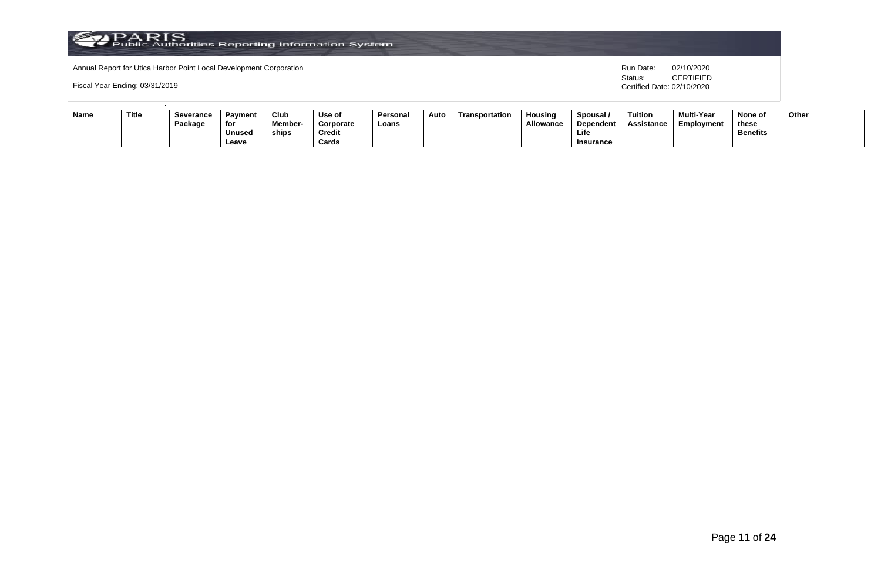Annual Report for Utica Harbor Point Local Development Corporation

Fiscal Year Ending: 03/31/2019

Run Date: 02/10/2020
Status: CERTIFIED
Certified Date: 02/10/2020

| Name | Title | Severance Package | Payment for Unused Leave | Club Member-ships | Use of Corporate Credit Cards | Personal Loans | Auto | Transportation | Housing Allowance | Spousal / Dependent Life Insurance | Tuition Assistance | Multi-Year Employment | None of these Benefits | Other |
|---|---|---|---|---|---|---|---|---|---|---|---|---|---|---|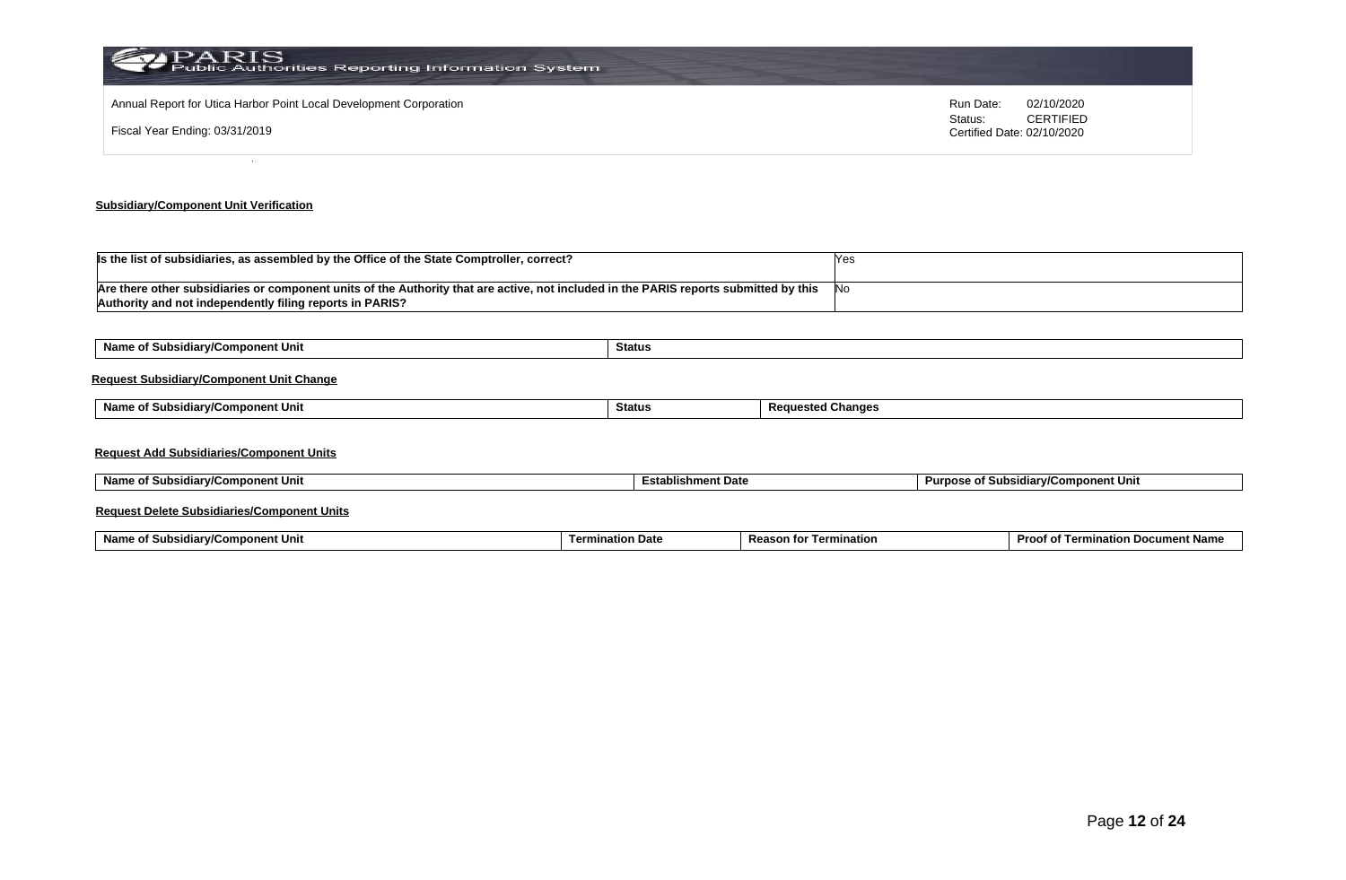Annual Report for Utica Harbor Point Local Development Corporation

Fiscal Year Ending: 03/31/2019

Run Date: 02/10/2020
Status: CERTIFIED
Certified Date: 02/10/2020

**Subsidiary/Component Unit Verification**

| | |
|---|---|
| **Is the list of subsidiaries, as assembled by the Office of the State Comptroller, correct?** | Yes |
| **Are there other subsidiaries or component units of the Authority that are active, not included in the PARIS reports submitted by this Authority and not independently filing reports in PARIS?** | No |

| Name of Subsidiary/Component Unit | Status |
|---|---|

**Request Subsidiary/Component Unit Change**

| Name of Subsidiary/Component Unit | Status | Requested Changes |
|---|---|---|

**Request Add Subsidiaries/Component Units**

| Name of Subsidiary/Component Unit | Establishment Date | Purpose of Subsidiary/Component Unit |
|---|---|---|

**Request Delete Subsidiaries/Component Units**

| Name of Subsidiary/Component Unit | Termination Date | Reason for Termination | Proof of Termination Document Name |
|---|---|---|---|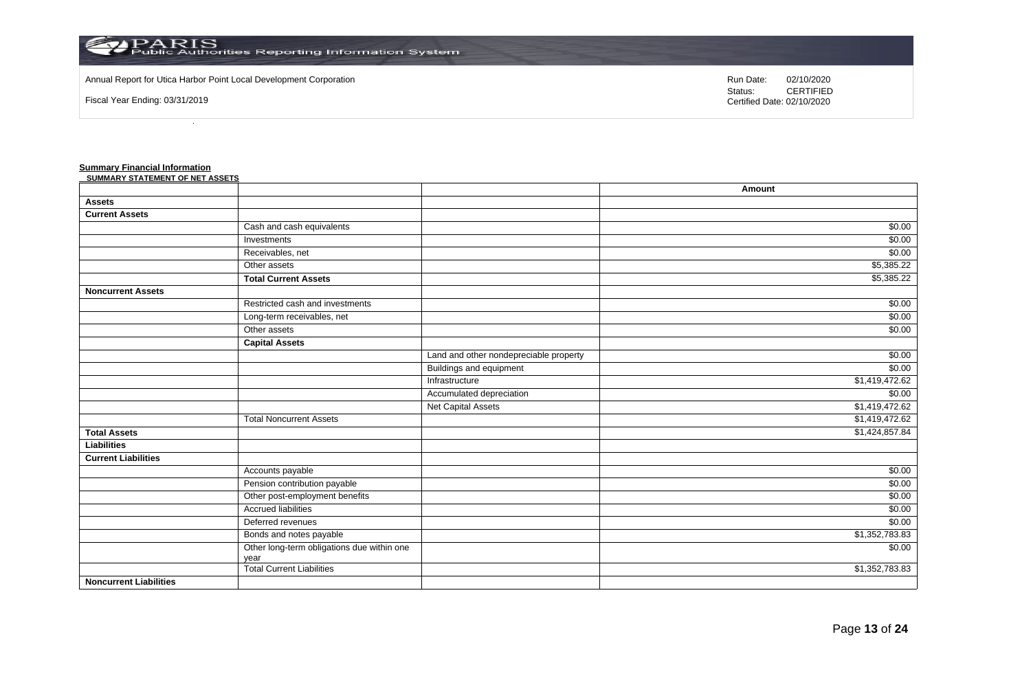Annual Report for Utica Harbor Point Local Development Corporation

Fiscal Year Ending: 03/31/2019

Run Date: 02/10/2020
Status: CERTIFIED
Certified Date: 02/10/2020

**Summary Financial Information**

**SUMMARY STATEMENT OF NET ASSETS**

| | | | Amount |
|---|---|---|---|
| **Assets** | | | |
| **Current Assets** | | | |
| | Cash and cash equivalents | | $0.00 |
| | Investments | | $0.00 |
| | Receivables, net | | $0.00 |
| | Other assets | | $5,385.22 |
| | **Total Current Assets** | | $5,385.22 |
| **Noncurrent Assets** | | | |
| | Restricted cash and investments | | $0.00 |
| | Long-term receivables, net | | $0.00 |
| | Other assets | | $0.00 |
| | **Capital Assets** | | |
| | | Land and other nondepreciable property | $0.00 |
| | | Buildings and equipment | $0.00 |
| | | Infrastructure | $1,419,472.62 |
| | | Accumulated depreciation | $0.00 |
| | | Net Capital Assets | $1,419,472.62 |
| | Total Noncurrent Assets | | $1,419,472.62 |
| **Total Assets** | | | $1,424,857.84 |
| **Liabilities** | | | |
| **Current Liabilities** | | | |
| | Accounts payable | | $0.00 |
| | Pension contribution payable | | $0.00 |
| | Other post-employment benefits | | $0.00 |
| | Accrued liabilities | | $0.00 |
| | Deferred revenues | | $0.00 |
| | Bonds and notes payable | | $1,352,783.83 |
| | Other long-term obligations due within one year | | $0.00 |
| | Total Current Liabilities | | $1,352,783.83 |
| **Noncurrent Liabilities** | | | |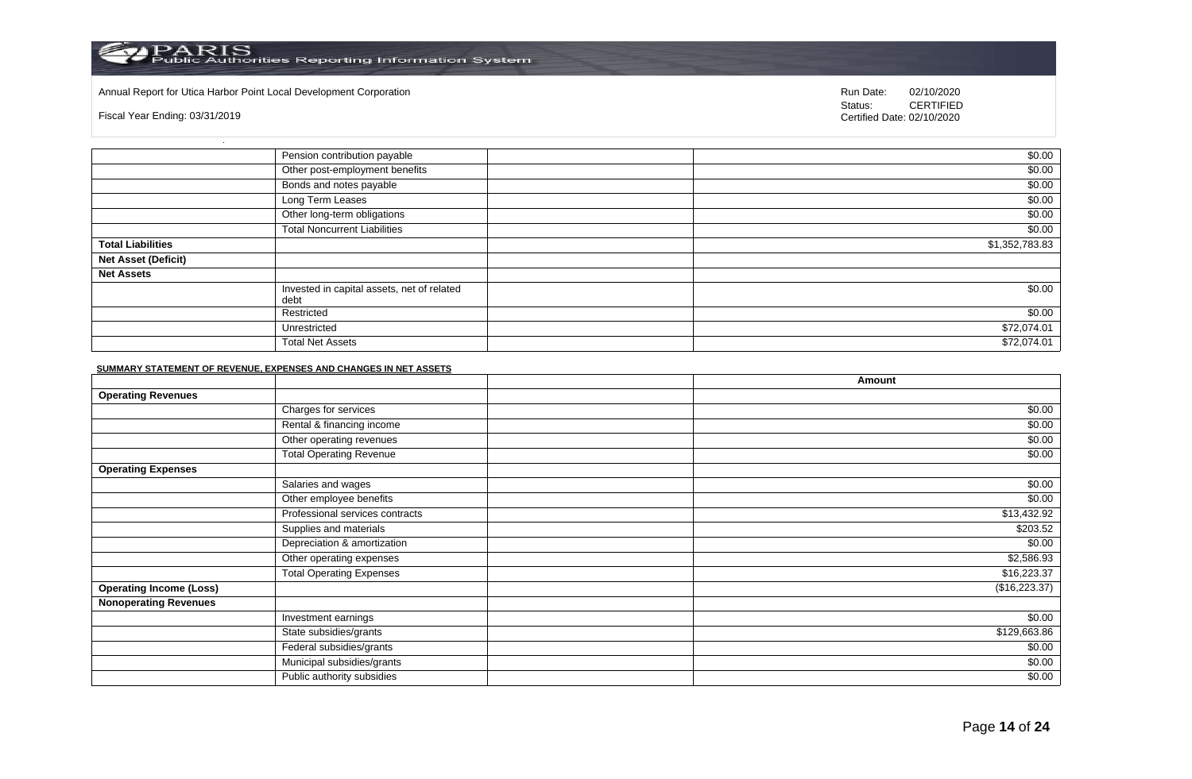Annual Report for Utica Harbor Point Local Development Corporation

Fiscal Year Ending: 03/31/2019

Run Date: 02/10/2020
Status: CERTIFIED
Certified Date: 02/10/2020

| | | | |
|---|---|---|---|
| | Pension contribution payable | | $0.00 |
| | Other post-employment benefits | | $0.00 |
| | Bonds and notes payable | | $0.00 |
| | Long Term Leases | | $0.00 |
| | Other long-term obligations | | $0.00 |
| | Total Noncurrent Liabilities | | $0.00 |
| **Total Liabilities** | | | $1,352,783.83 |
| **Net Asset (Deficit)** | | | |
| **Net Assets** | | | |
| | Invested in capital assets, net of related debt | | $0.00 |
| | Restricted | | $0.00 |
| | Unrestricted | | $72,074.01 |
| | Total Net Assets | | $72,074.01 |

**SUMMARY STATEMENT OF REVENUE, EXPENSES AND CHANGES IN NET ASSETS**

| | | | Amount |
|---|---|---|---|
| **Operating Revenues** | | | |
| | Charges for services | | $0.00 |
| | Rental & financing income | | $0.00 |
| | Other operating revenues | | $0.00 |
| | Total Operating Revenue | | $0.00 |
| **Operating Expenses** | | | |
| | Salaries and wages | | $0.00 |
| | Other employee benefits | | $0.00 |
| | Professional services contracts | | $13,432.92 |
| | Supplies and materials | | $203.52 |
| | Depreciation & amortization | | $0.00 |
| | Other operating expenses | | $2,586.93 |
| | Total Operating Expenses | | $16,223.37 |
| **Operating Income (Loss)** | | | ($16,223.37) |
| **Nonoperating Revenues** | | | |
| | Investment earnings | | $0.00 |
| | State subsidies/grants | | $129,663.86 |
| | Federal subsidies/grants | | $0.00 |
| | Municipal subsidies/grants | | $0.00 |
| | Public authority subsidies | | $0.00 |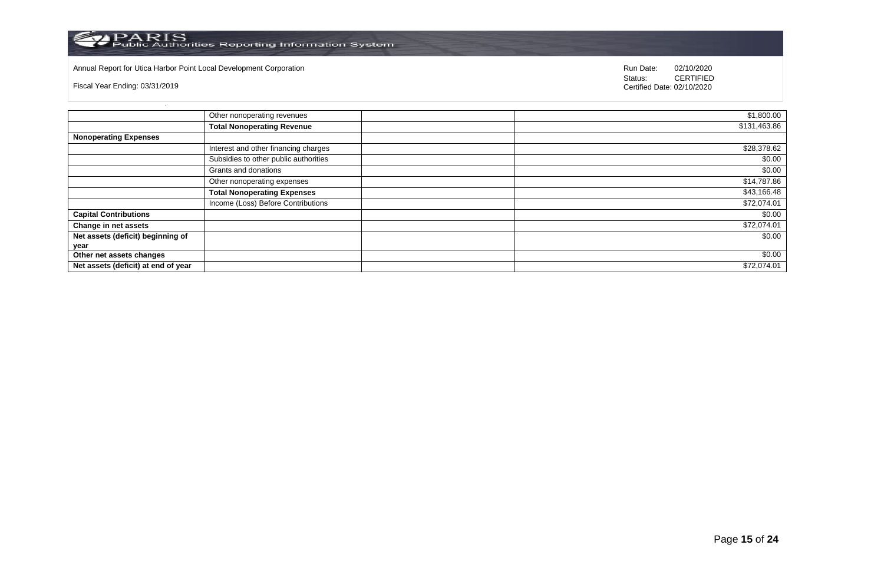Annual Report for Utica Harbor Point Local Development Corporation

Fiscal Year Ending: 03/31/2019

Run Date: 02/10/2020
Status: CERTIFIED
Certified Date: 02/10/2020

| | | | |
|---|---|---|---|
| | Other nonoperating revenues | | $1,800.00 |
| | **Total Nonoperating Revenue** | | $131,463.86 |
| **Nonoperating Expenses** | | | |
| | Interest and other financing charges | | $28,378.62 |
| | Subsidies to other public authorities | | $0.00 |
| | Grants and donations | | $0.00 |
| | Other nonoperating expenses | | $14,787.86 |
| | **Total Nonoperating Expenses** | | $43,166.48 |
| | Income (Loss) Before Contributions | | $72,074.01 |
| **Capital Contributions** | | | $0.00 |
| **Change in net assets** | | | $72,074.01 |
| **Net assets (deficit) beginning of year** | | | $0.00 |
| **Other net assets changes** | | | $0.00 |
| **Net assets (deficit) at end of year** | | | $72,074.01 |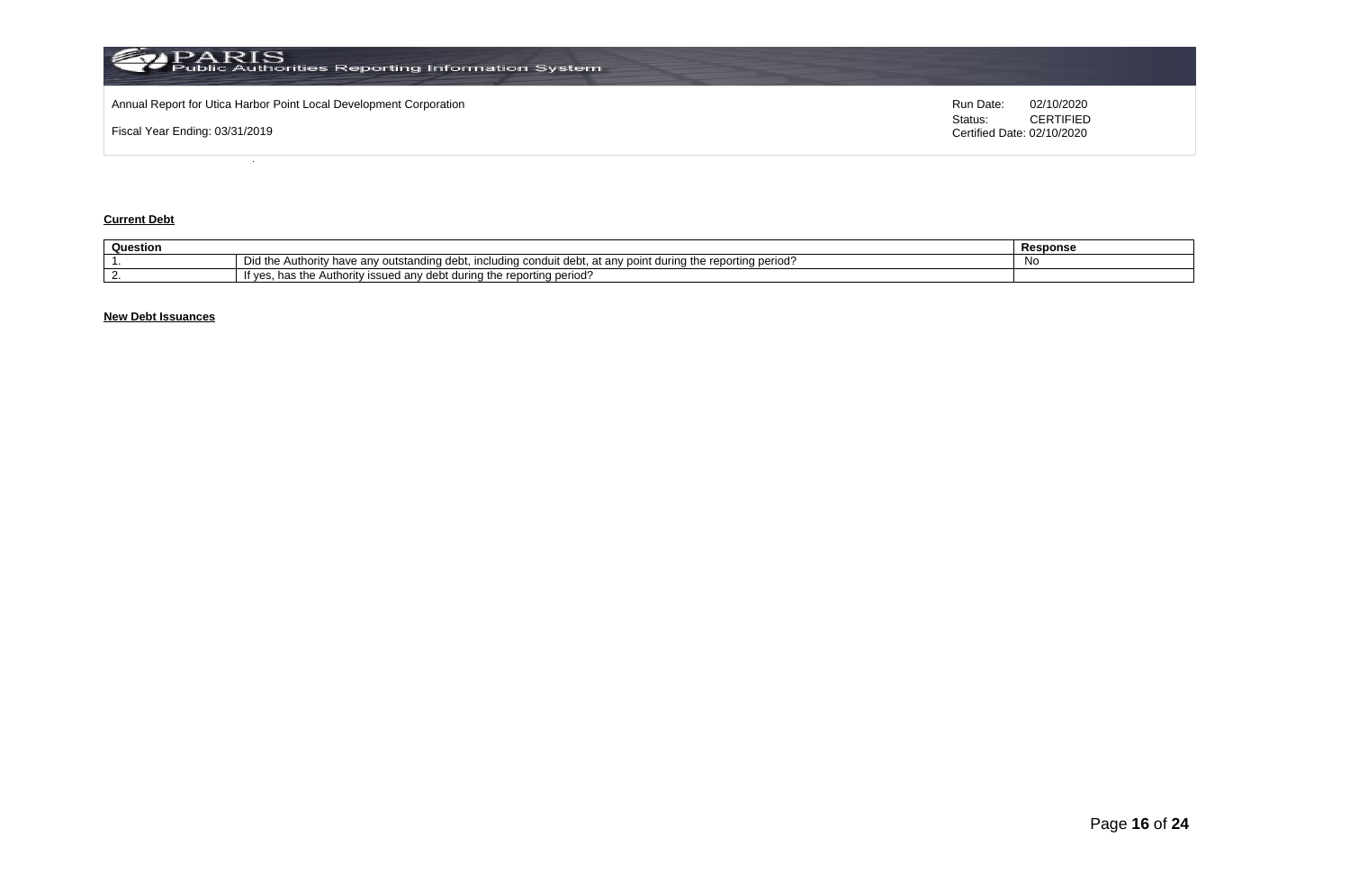Annual Report for Utica Harbor Point Local Development Corporation

Fiscal Year Ending: 03/31/2019

Run Date: 02/10/2020
Status: CERTIFIED
Certified Date: 02/10/2020

**Current Debt**

| Question | | Response |
|---|---|---|
| 1. | Did the Authority have any outstanding debt, including conduit debt, at any point during the reporting period? | No |
| 2. | If yes, has the Authority issued any debt during the reporting period? | |

**New Debt Issuances**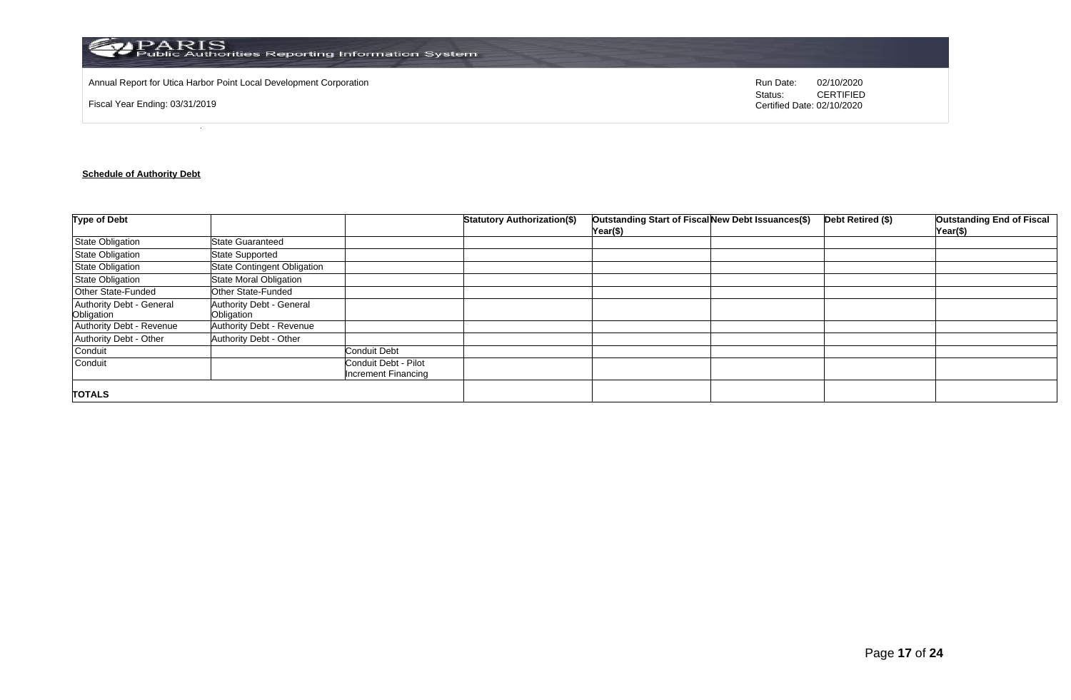Annual Report for Utica Harbor Point Local Development Corporation

Fiscal Year Ending: 03/31/2019

Run Date: 02/10/2020
Status: CERTIFIED
Certified Date: 02/10/2020

**Schedule of Authority Debt**

| Type of Debt | | | Statutory Authorization($) | Outstanding Start of Fiscal Year($) | New Debt Issuances($) | Debt Retired ($) | Outstanding End of Fiscal Year($) |
|---|---|---|---|---|---|---|---|
| State Obligation | State Guaranteed | | | | | | |
| State Obligation | State Supported | | | | | | |
| State Obligation | State Contingent Obligation | | | | | | |
| State Obligation | State Moral Obligation | | | | | | |
| Other State-Funded | Other State-Funded | | | | | | |
| Authority Debt - General Obligation | Authority Debt - General Obligation | | | | | | |
| Authority Debt - Revenue | Authority Debt - Revenue | | | | | | |
| Authority Debt - Other | Authority Debt - Other | | | | | | |
| Conduit | | Conduit Debt | | | | | |
| Conduit | | Conduit Debt - Pilot Increment Financing | | | | | |
| **TOTALS** | | | | | | | |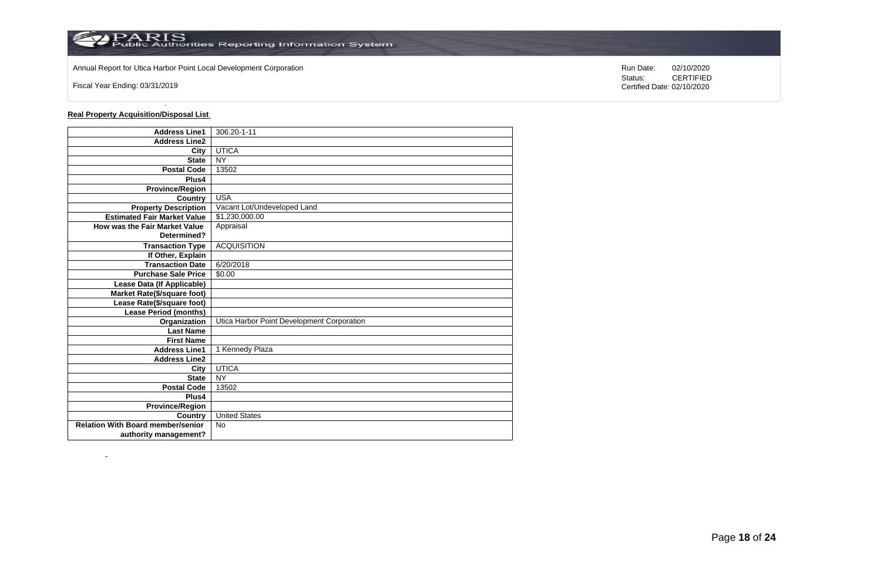Annual Report for Utica Harbor Point Local Development Corporation

Fiscal Year Ending: 03/31/2019

Run Date: 02/10/2020
Status: CERTIFIED
Certified Date: 02/10/2020

**Real Property Acquisition/Disposal List**

| | |
|---|---|
| **Address Line1** | 306.20-1-11 |
| **Address Line2** | |
| **City** | UTICA |
| **State** | NY |
| **Postal Code** | 13502 |
| **Plus4** | |
| **Province/Region** | |
| **Country** | USA |
| **Property Description** | Vacant Lot/Undeveloped Land |
| **Estimated Fair Market Value** | $1,230,000.00 |
| **How was the Fair Market Value Determined?** | Appraisal |
| **Transaction Type** | ACQUISITION |
| **If Other, Explain** | |
| **Transaction Date** | 6/20/2018 |
| **Purchase Sale Price** | $0.00 |
| **Lease Data (If Applicable)** | |
| **Market Rate($/square foot)** | |
| **Lease Rate($/square foot)** | |
| **Lease Period (months)** | |
| **Organization** | Utica Harbor Point Development Corporation |
| **Last Name** | |
| **First Name** | |
| **Address Line1** | 1 Kennedy Plaza |
| **Address Line2** | |
| **City** | UTICA |
| **State** | NY |
| **Postal Code** | 13502 |
| **Plus4** | |
| **Province/Region** | |
| **Country** | United States |
| **Relation With Board member/senior authority management?** | No |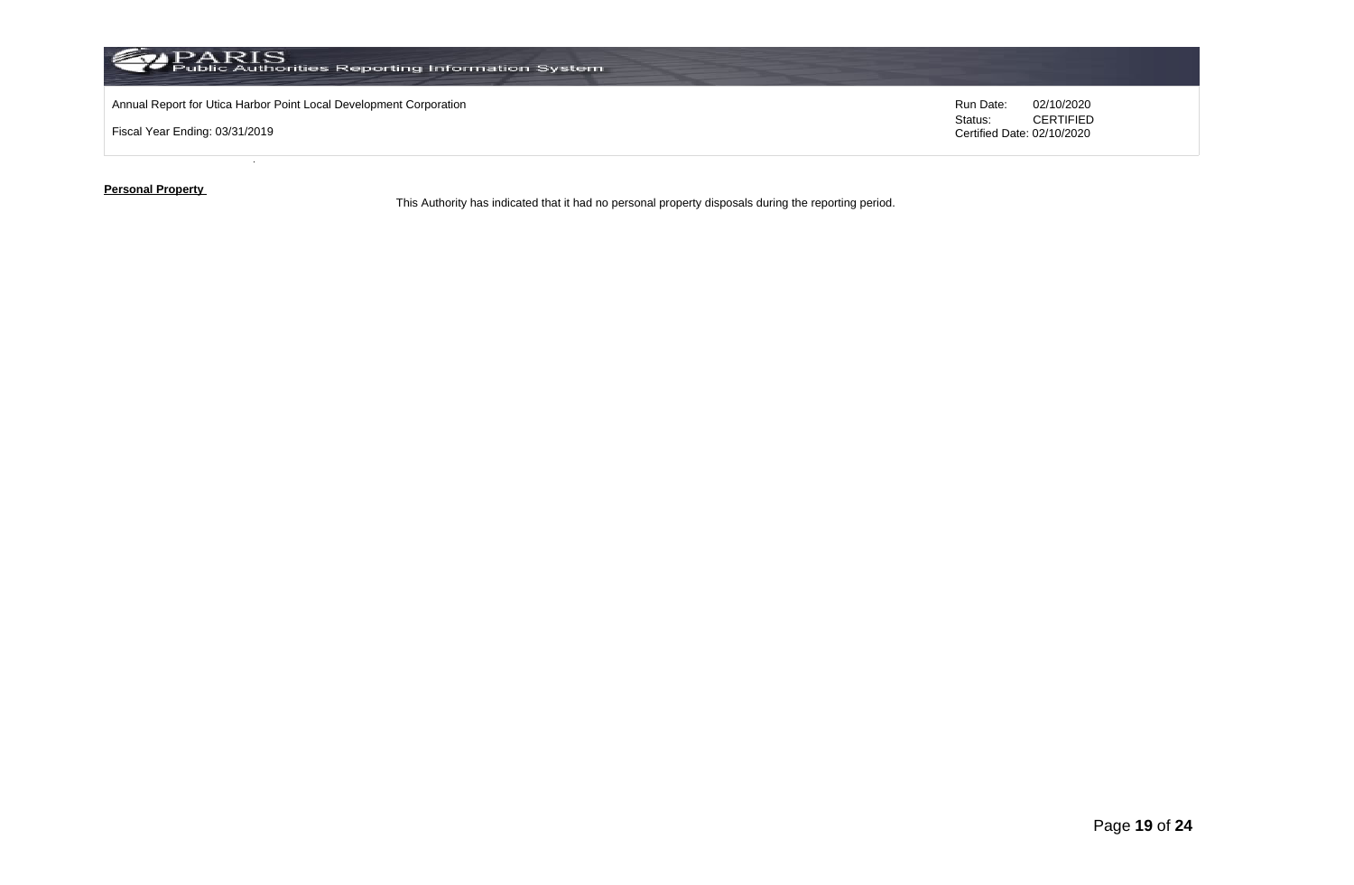Annual Report for Utica Harbor Point Local Development Corporation

Fiscal Year Ending: 03/31/2019

Run Date: 02/10/2020
Status: CERTIFIED
Certified Date: 02/10/2020

**Personal Property**

This Authority has indicated that it had no personal property disposals during the reporting period.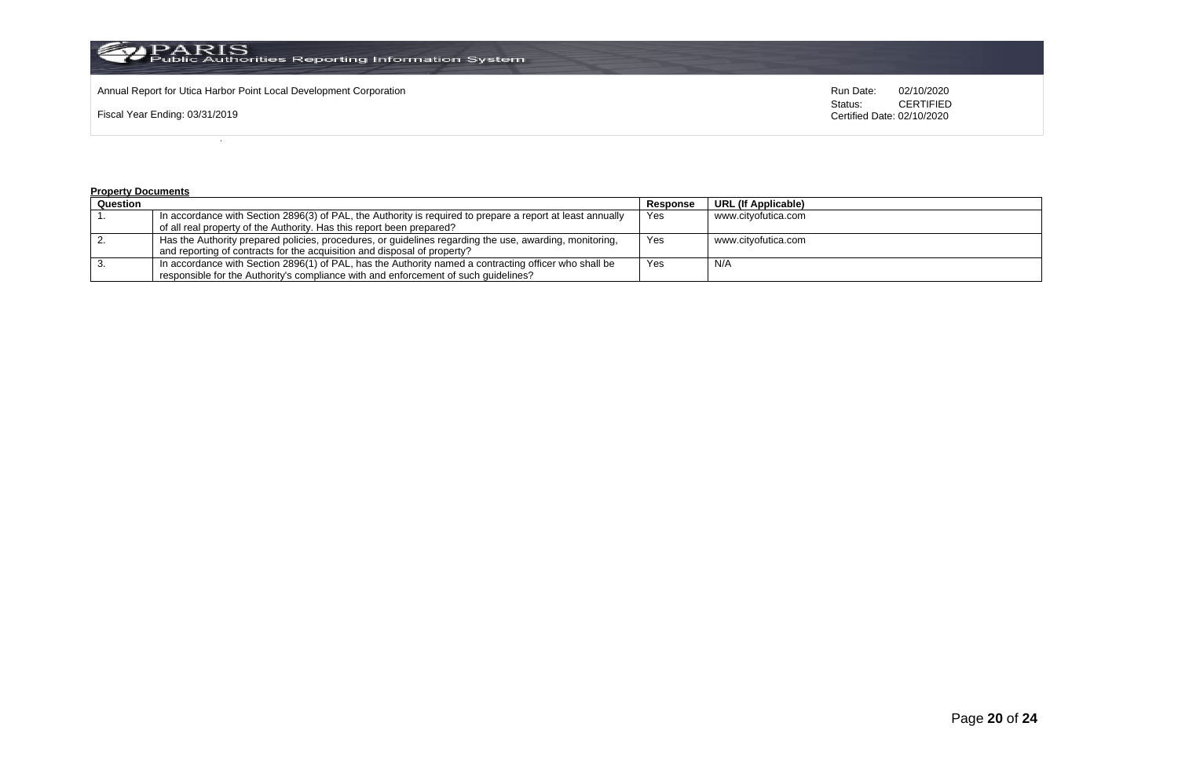Annual Report for Utica Harbor Point Local Development Corporation

Fiscal Year Ending: 03/31/2019

Run Date: 02/10/2020
Status: CERTIFIED
Certified Date: 02/10/2020

**Property Documents**

| Question | | Response | URL (If Applicable) |
|---|---|---|---|
| 1. | In accordance with Section 2896(3) of PAL, the Authority is required to prepare a report at least annually of all real property of the Authority. Has this report been prepared? | Yes | www.cityofutica.com |
| 2. | Has the Authority prepared policies, procedures, or guidelines regarding the use, awarding, monitoring, and reporting of contracts for the acquisition and disposal of property? | Yes | www.cityofutica.com |
| 3. | In accordance with Section 2896(1) of PAL, has the Authority named a contracting officer who shall be responsible for the Authority's compliance with and enforcement of such guidelines? | Yes | N/A |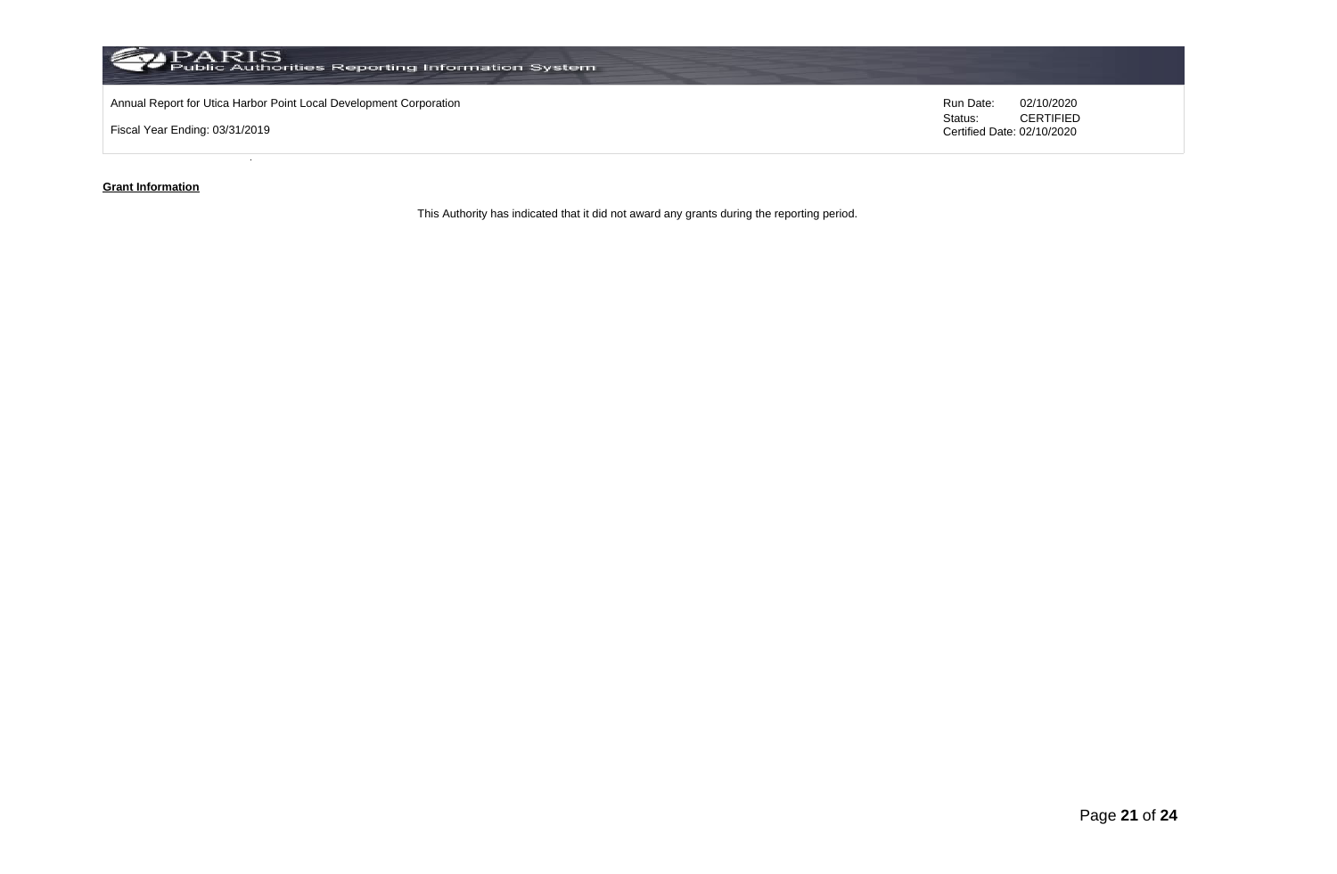Annual Report for Utica Harbor Point Local Development Corporation

Fiscal Year Ending: 03/31/2019

Run Date: 02/10/2020
Status: CERTIFIED
Certified Date: 02/10/2020

**Grant Information**

This Authority has indicated that it did not award any grants during the reporting period.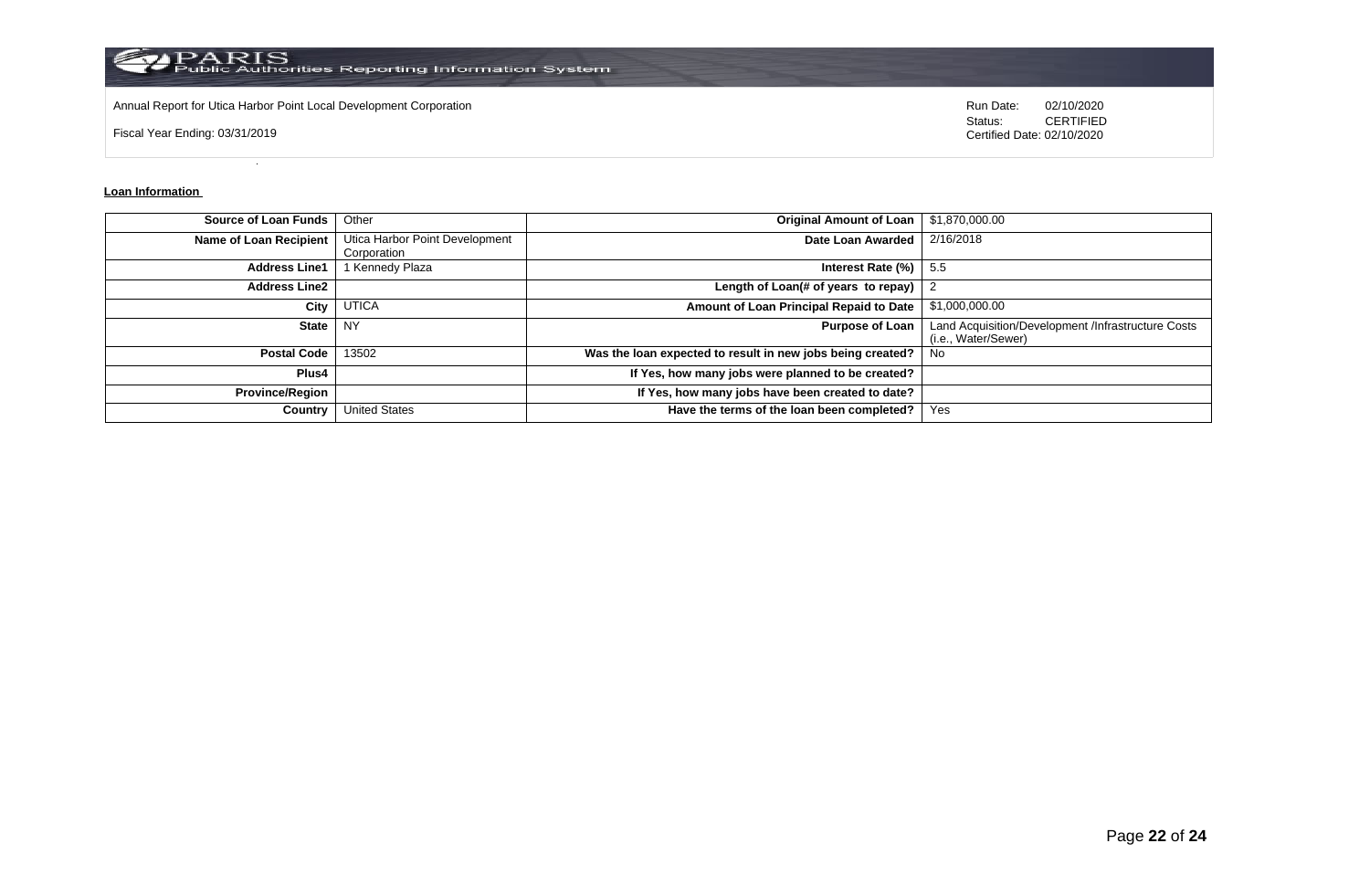Annual Report for Utica Harbor Point Local Development Corporation

Fiscal Year Ending: 03/31/2019

Run Date: 02/10/2020
Status: CERTIFIED
Certified Date: 02/10/2020

**Loan Information**

| | | | |
|---|---|---|---|
| **Source of Loan Funds** | Other | **Original Amount of Loan** | $1,870,000.00 |
| **Name of Loan Recipient** | Utica Harbor Point Development Corporation | **Date Loan Awarded** | 2/16/2018 |
| **Address Line1** | 1 Kennedy Plaza | **Interest Rate (%)** | 5.5 |
| **Address Line2** | | **Length of Loan(# of years to repay)** | 2 |
| **City** | UTICA | **Amount of Loan Principal Repaid to Date** | $1,000,000.00 |
| **State** | NY | **Purpose of Loan** | Land Acquisition/Development /Infrastructure Costs (i.e., Water/Sewer) |
| **Postal Code** | 13502 | **Was the loan expected to result in new jobs being created?** | No |
| **Plus4** | | **If Yes, how many jobs were planned to be created?** | |
| **Province/Region** | | **If Yes, how many jobs have been created to date?** | |
| **Country** | United States | **Have the terms of the loan been completed?** | Yes |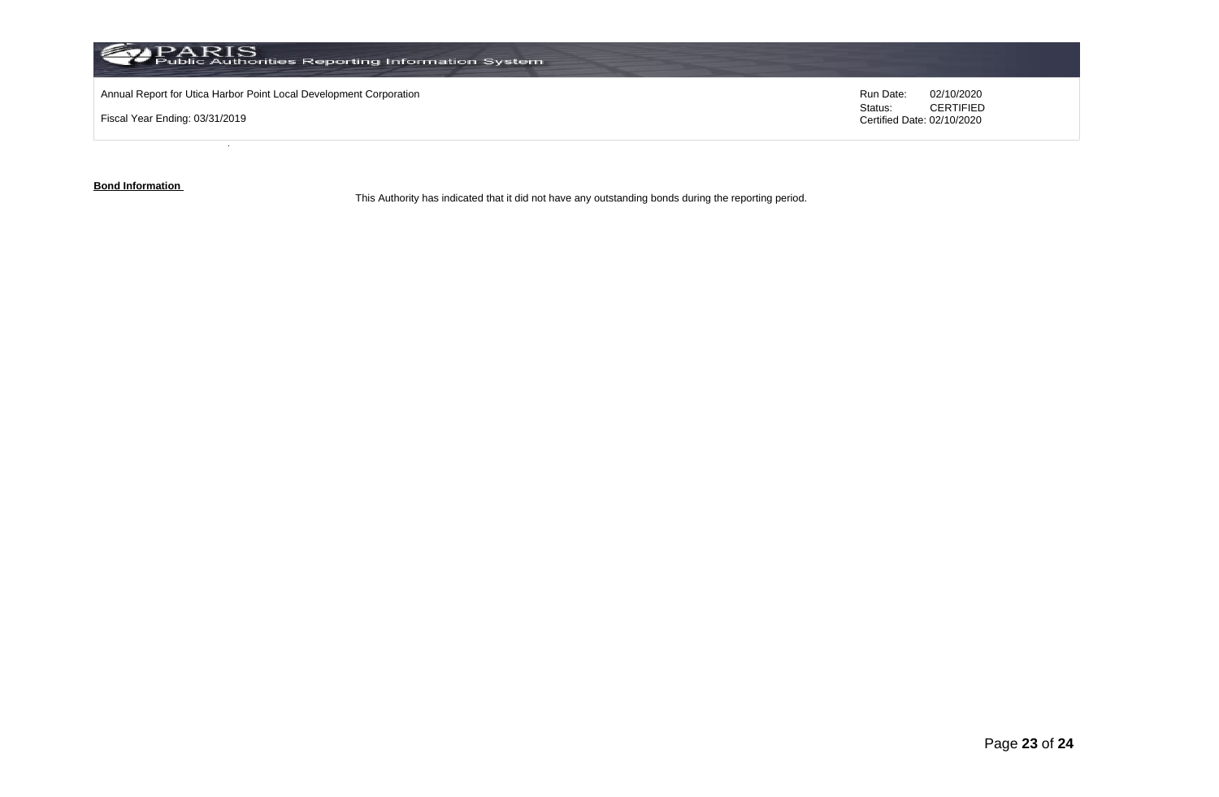**Bond Information**

This Authority has indicated that it did not have any outstanding bonds during the reporting period.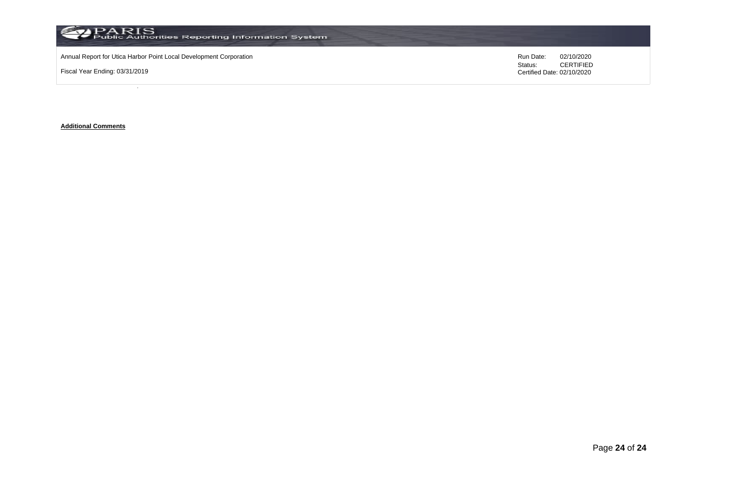**Additional Comments**